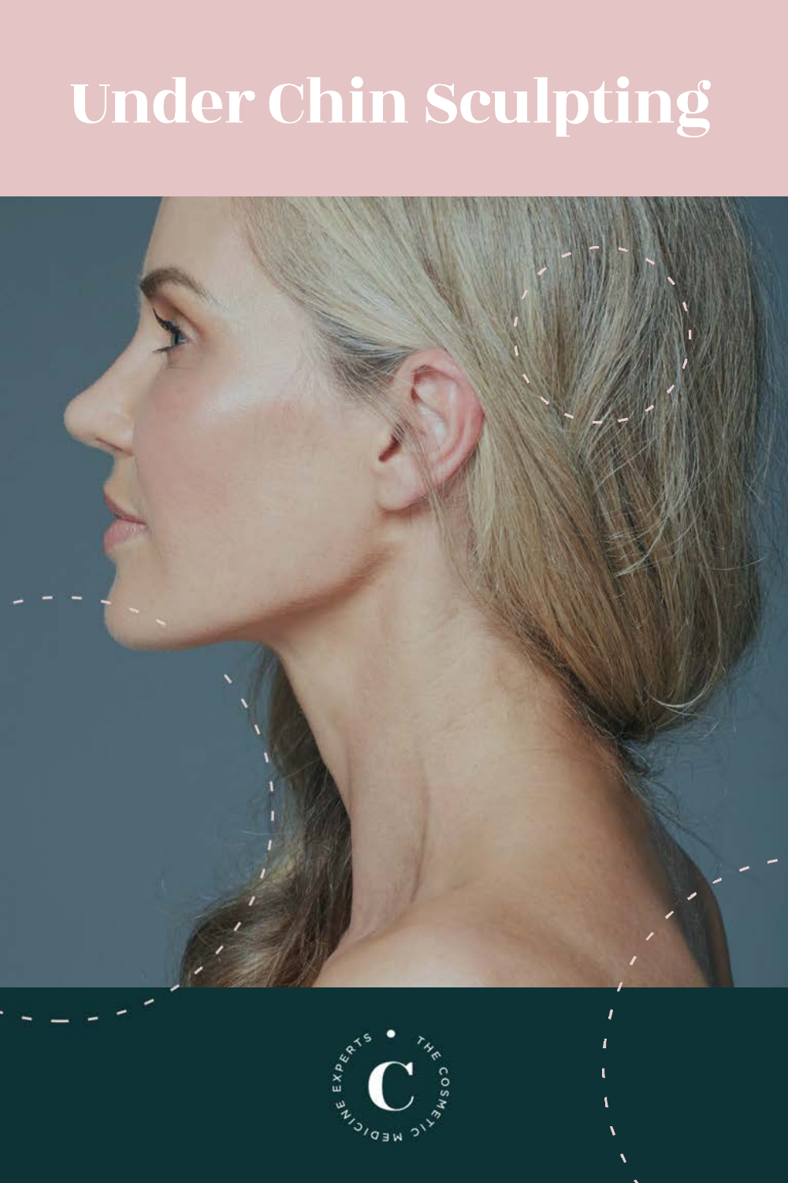# Under Chin Sculpting

THE COSMETIC MEDICINE EXPERTS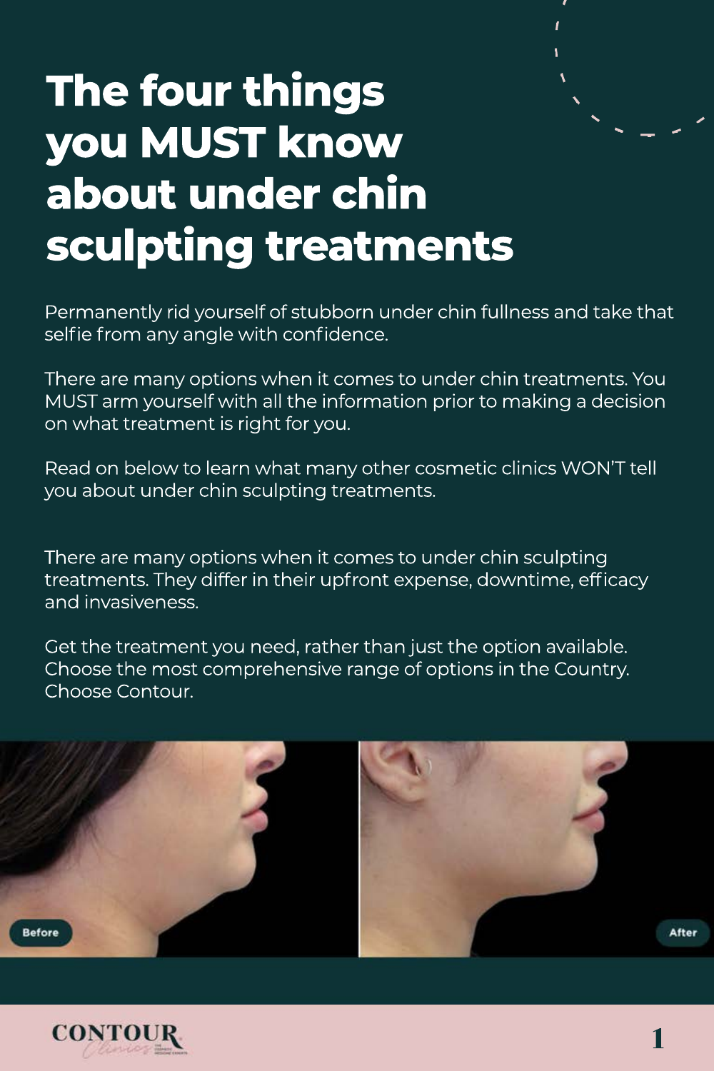# The four things you MUST know about under chin sculpting treatments

Permanently rid yourself of stubborn under chin fullness and take that selfie from any angle with confidence.

There are many options when it comes to under chin treatments. You MUST arm yourself with all the information prior to making a decision on what treatment is right for you.

Read on below to learn what many other cosmetic clinics WON'T tell you about under chin sculpting treatments.

There are many options when it comes to under chin sculpting treatments. They differ in their upfront expense, downtime, efficacy and invasiveness.

Get the treatment you need, rather than just the option available. Choose the most comprehensive range of options in the Country. Choose Contour.

Before

After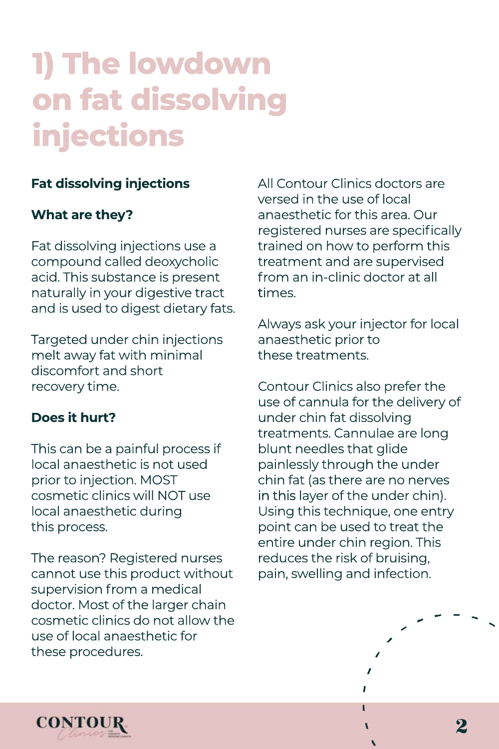# 1) The lowdown on fat dissolving injections

**Fat dissolving injections**

**What are they?**

Fat dissolving injections use a compound called deoxycholic acid. This substance is present naturally in your digestive tract and is used to digest dietary fats.

Targeted under chin injections melt away fat with minimal discomfort and short recovery time.

**Does it hurt?**

This can be a painful process if local anaesthetic is not used prior to injection. MOST cosmetic clinics will NOT use local anaesthetic during this process.

The reason? Registered nurses cannot use this product without supervision from a medical doctor. Most of the larger chain cosmetic clinics do not allow the use of local anaesthetic for these procedures.

All Contour Clinics doctors are versed in the use of local anaesthetic for this area. Our registered nurses are specifically trained on how to perform this treatment and are supervised from an in-clinic doctor at all times.

Always ask your injector for local anaesthetic prior to these treatments.

Contour Clinics also prefer the use of cannula for the delivery of under chin fat dissolving treatments. Cannulae are long blunt needles that glide painlessly through the under chin fat (as there are no nerves in this layer of the under chin). Using this technique, one entry point can be used to treat the entire under chin region. This reduces the risk of bruising, pain, swelling and infection.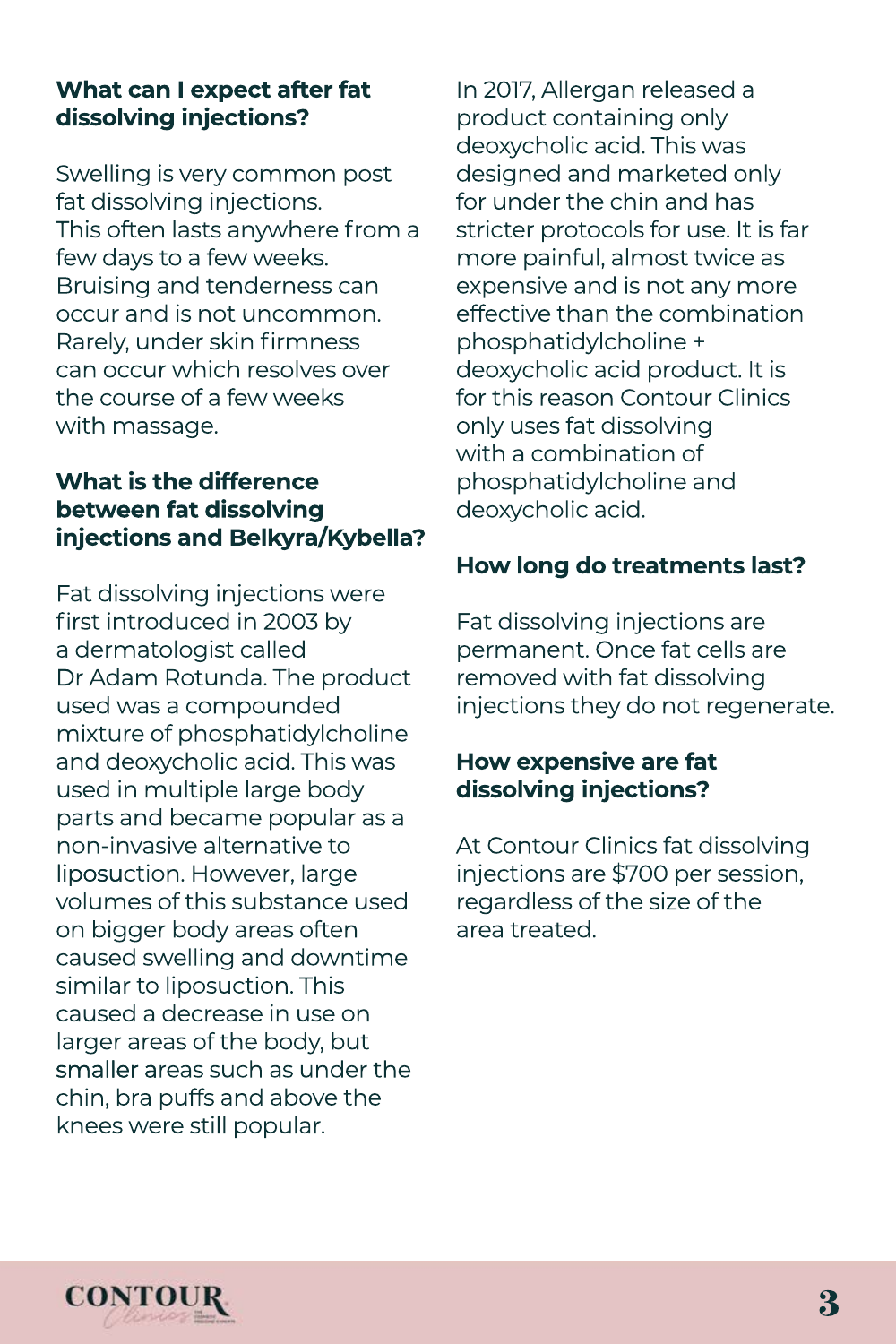### What can I expect after fat dissolving injections?

Swelling is very common post fat dissolving injections. This often lasts anywhere from a few days to a few weeks. Bruising and tenderness can occur and is not uncommon. Rarely, under skin firmness can occur which resolves over the course of a few weeks with massage.

### What is the difference between fat dissolving injections and Belkyra/Kybella?

Fat dissolving injections were first introduced in 2003 by a dermatologist called Dr Adam Rotunda. The product used was a compounded mixture of phosphatidylcholine and deoxycholic acid. This was used in multiple large body parts and became popular as a non-invasive alternative to liposuction. However, large volumes of this substance used on bigger body areas often caused swelling and downtime similar to liposuction. This caused a decrease in use on larger areas of the body, but smaller areas such as under the chin, bra puffs and above the knees were still popular.

In 2017, Allergan released a product containing only deoxycholic acid. This was designed and marketed only for under the chin and has stricter protocols for use. It is far more painful, almost twice as expensive and is not any more effective than the combination phosphatidylcholine + deoxycholic acid product. It is for this reason Contour Clinics only uses fat dissolving with a combination of phosphatidylcholine and deoxycholic acid.

### How long do treatments last?

Fat dissolving injections are permanent. Once fat cells are removed with fat dissolving injections they do not regenerate.

### How expensive are fat dissolving injections?

At Contour Clinics fat dissolving injections are $700 per session, regardless of the size of the area treated.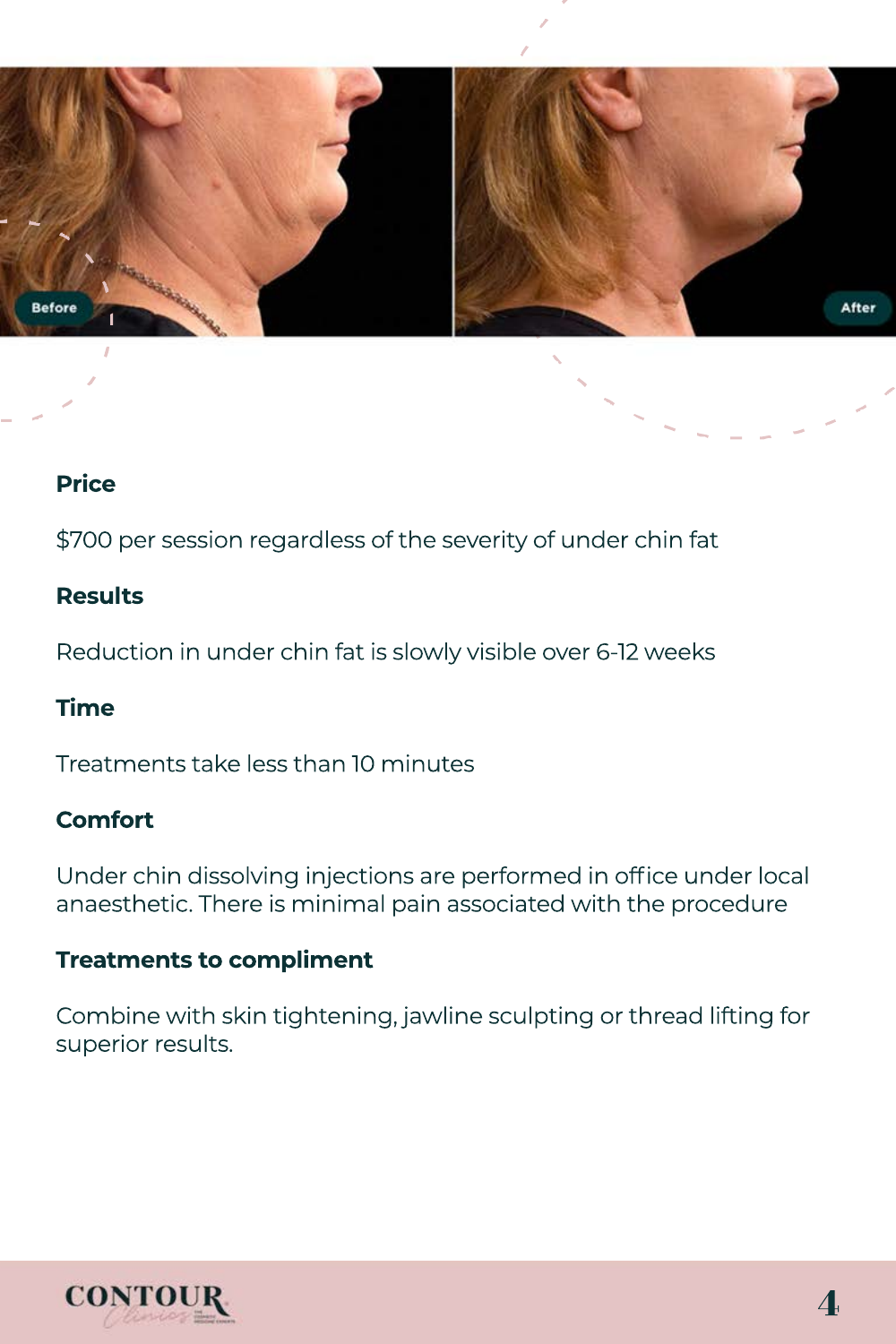**Price**

$700 per session regardless of the severity of under chin fat

**Results**

Reduction in under chin fat is slowly visible over 6-12 weeks

**Time**

Treatments take less than 10 minutes

**Comfort**

Under chin dissolving injections are performed in office under local anaesthetic. There is minimal pain associated with the procedure

**Treatments to compliment**

Combine with skin tightening, jawline sculpting or thread lifting for superior results.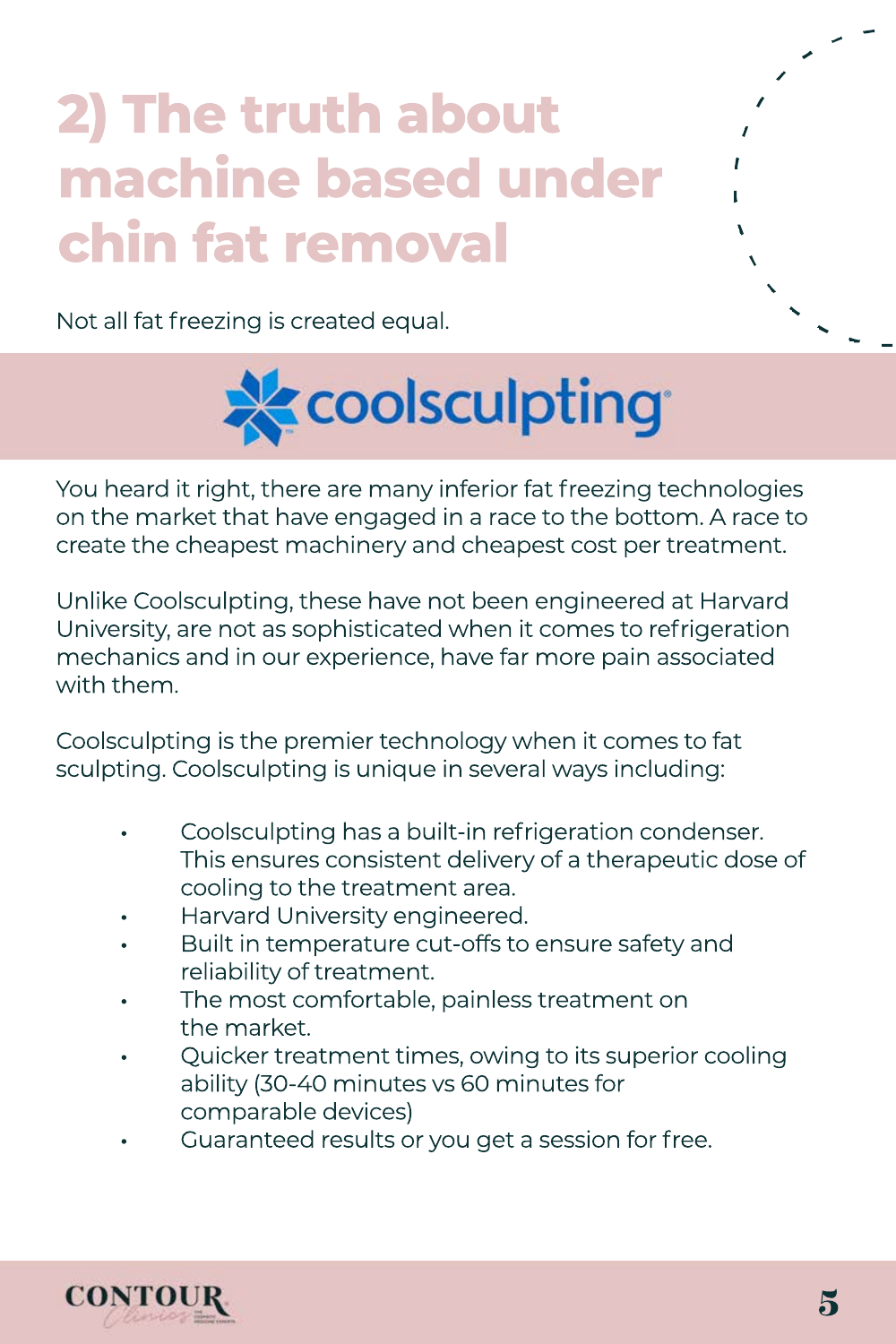# 2) The truth about machine based under chin fat removal

Not all fat freezing is created equal.

coolsculpting

You heard it right, there are many inferior fat freezing technologies on the market that have engaged in a race to the bottom. A race to create the cheapest machinery and cheapest cost per treatment.

Unlike Coolsculpting, these have not been engineered at Harvard University, are not as sophisticated when it comes to refrigeration mechanics and in our experience, have far more pain associated with them.

Coolsculpting is the premier technology when it comes to fat sculpting. Coolsculpting is unique in several ways including:

- Coolsculpting has a built-in refrigeration condenser. This ensures consistent delivery of a therapeutic dose of cooling to the treatment area.
- Harvard University engineered.
- Built in temperature cut-offs to ensure safety and reliability of treatment.
- The most comfortable, painless treatment on the market.
- Quicker treatment times, owing to its superior cooling ability (30-40 minutes vs 60 minutes for comparable devices)
- Guaranteed results or you get a session for free.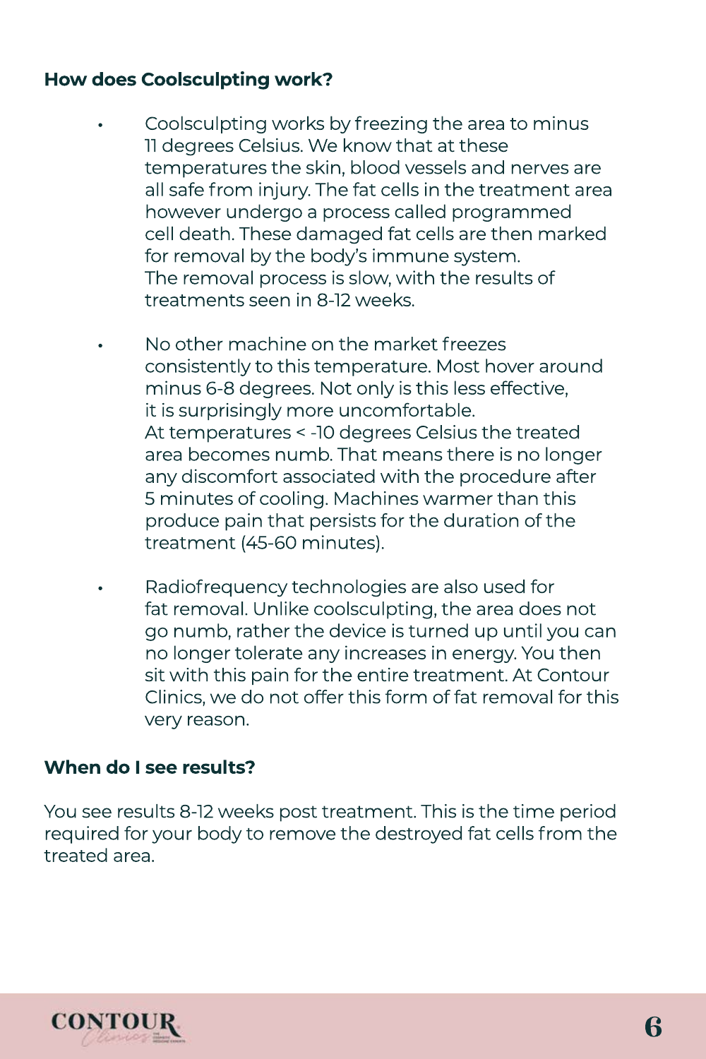### How does Coolsculpting work?

- Coolsculpting works by freezing the area to minus 11 degrees Celsius. We know that at these temperatures the skin, blood vessels and nerves are all safe from injury. The fat cells in the treatment area however undergo a process called programmed cell death. These damaged fat cells are then marked for removal by the body's immune system. The removal process is slow, with the results of treatments seen in 8-12 weeks.

- No other machine on the market freezes consistently to this temperature. Most hover around minus 6-8 degrees. Not only is this less effective, it is surprisingly more uncomfortable. At temperatures < -10 degrees Celsius the treated area becomes numb. That means there is no longer any discomfort associated with the procedure after 5 minutes of cooling. Machines warmer than this produce pain that persists for the duration of the treatment (45-60 minutes).

- Radiofrequency technologies are also used for fat removal. Unlike coolsculpting, the area does not go numb, rather the device is turned up until you can no longer tolerate any increases in energy. You then sit with this pain for the entire treatment. At Contour Clinics, we do not offer this form of fat removal for this very reason.

### When do I see results?

You see results 8-12 weeks post treatment. This is the time period required for your body to remove the destroyed fat cells from the treated area.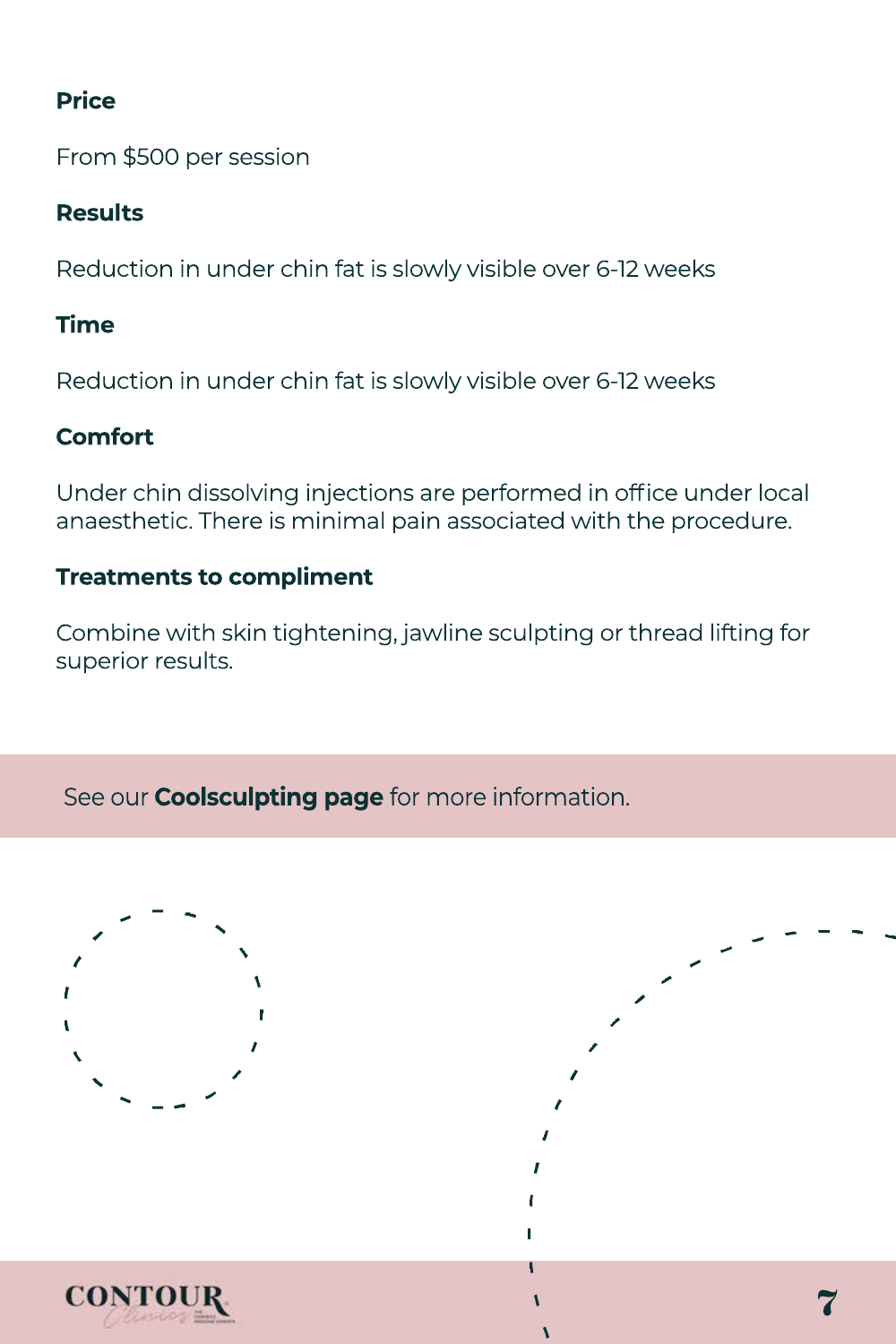**Price**

From $500 per session

**Results**

Reduction in under chin fat is slowly visible over 6-12 weeks

**Time**

Reduction in under chin fat is slowly visible over 6-12 weeks

**Comfort**

Under chin dissolving injections are performed in office under local anaesthetic. There is minimal pain associated with the procedure.

**Treatments to compliment**

Combine with skin tightening, jawline sculpting or thread lifting for superior results.

See our **Coolsculpting page** for more information.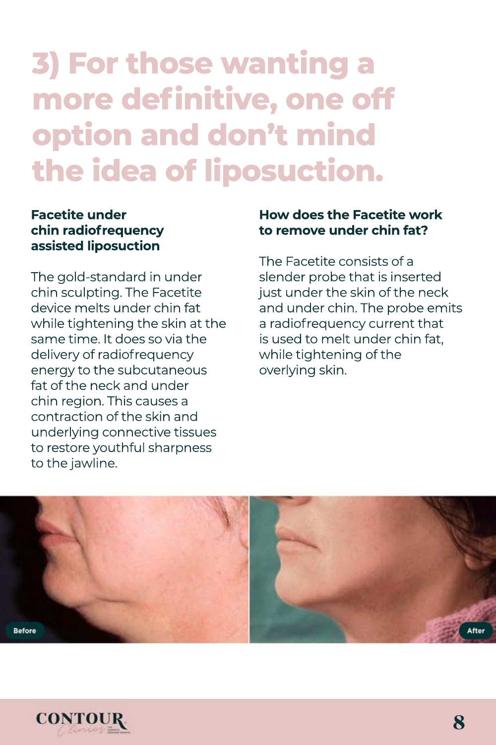# 3) For those wanting a more definitive, one off option and don't mind the idea of liposuction.

### Facetite under chin radiofrequency assisted liposuction

The gold-standard in under chin sculpting. The Facetite device melts under chin fat while tightening the skin at the same time. It does so via the delivery of radiofrequency energy to the subcutaneous fat of the neck and under chin region. This causes a contraction of the skin and underlying connective tissues to restore youthful sharpness to the jawline.

### How does the Facetite work to remove under chin fat?

The Facetite consists of a slender probe that is inserted just under the skin of the neck and under chin. The probe emits a radiofrequency current that is used to melt under chin fat, while tightening of the overlying skin.

Before

After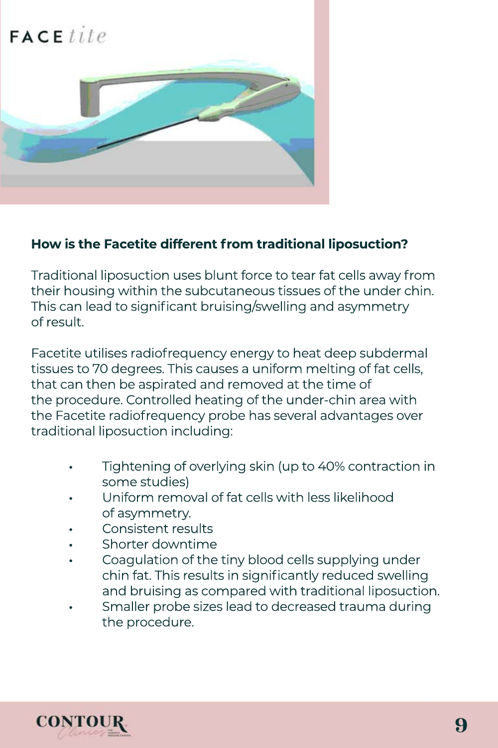**How is the Facetite different from traditional liposuction?**

Traditional liposuction uses blunt force to tear fat cells away from their housing within the subcutaneous tissues of the under chin. This can lead to significant bruising/swelling and asymmetry of result.

Facetite utilises radiofrequency energy to heat deep subdermal tissues to 70 degrees. This causes a uniform melting of fat cells, that can then be aspirated and removed at the time of the procedure. Controlled heating of the under-chin area with the Facetite radiofrequency probe has several advantages over traditional liposuction including:

- Tightening of overlying skin (up to 40% contraction in some studies)
- Uniform removal of fat cells with less likelihood of asymmetry.
- Consistent results
- Shorter downtime
- Coagulation of the tiny blood cells supplying under chin fat. This results in significantly reduced swelling and bruising as compared with traditional liposuction.
- Smaller probe sizes lead to decreased trauma during the procedure.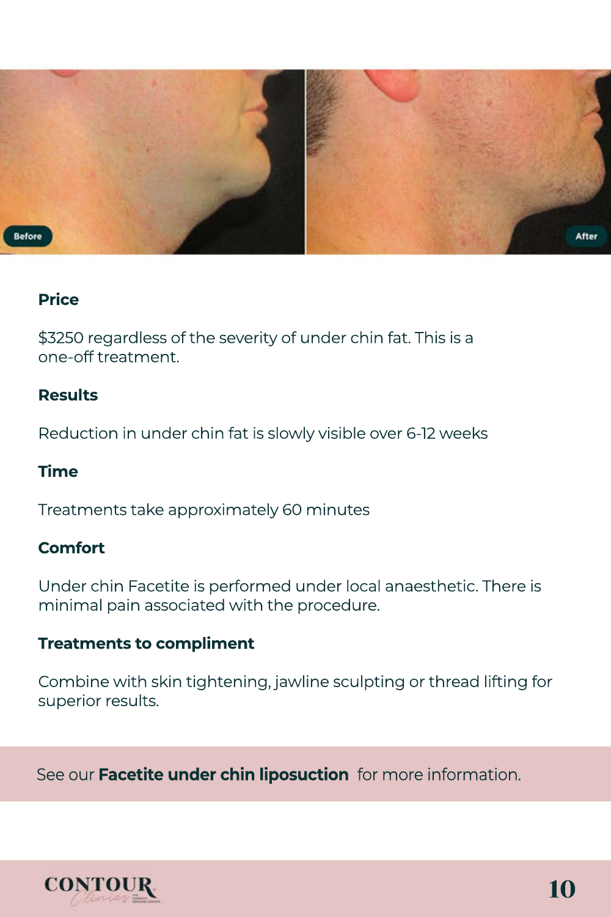Before

After

### Price

$3250 regardless of the severity of under chin fat. This is a one-off treatment.

### Results

Reduction in under chin fat is slowly visible over 6-12 weeks

### Time

Treatments take approximately 60 minutes

### Comfort

Under chin Facetite is performed under local anaesthetic. There is minimal pain associated with the procedure.

### Treatments to compliment

Combine with skin tightening, jawline sculpting or thread lifting for superior results.

See our **Facetite under chin liposuction** for more information.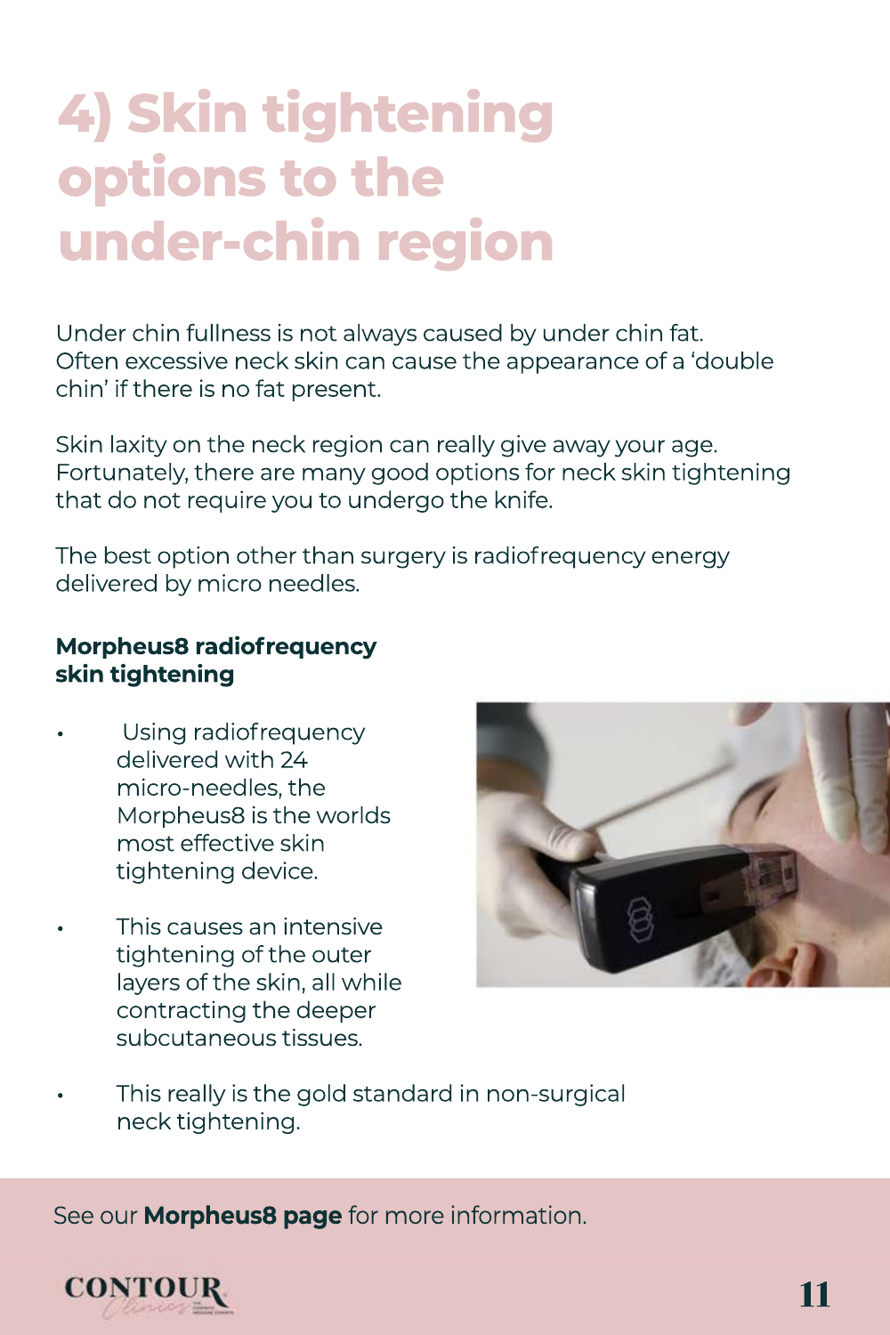# 4) Skin tightening options to the under-chin region

Under chin fullness is not always caused by under chin fat. Often excessive neck skin can cause the appearance of a 'double chin' if there is no fat present.

Skin laxity on the neck region can really give away your age. Fortunately, there are many good options for neck skin tightening that do not require you to undergo the knife.

The best option other than surgery is radiofrequency energy delivered by micro needles.

**Morpheus8 radiofrequency skin tightening**

- Using radiofrequency delivered with 24 micro-needles, the Morpheus8 is the worlds most effective skin tightening device.
- This causes an intensive tightening of the outer layers of the skin, all while contracting the deeper subcutaneous tissues.
- This really is the gold standard in non-surgical neck tightening.

See our **Morpheus8 page** for more information.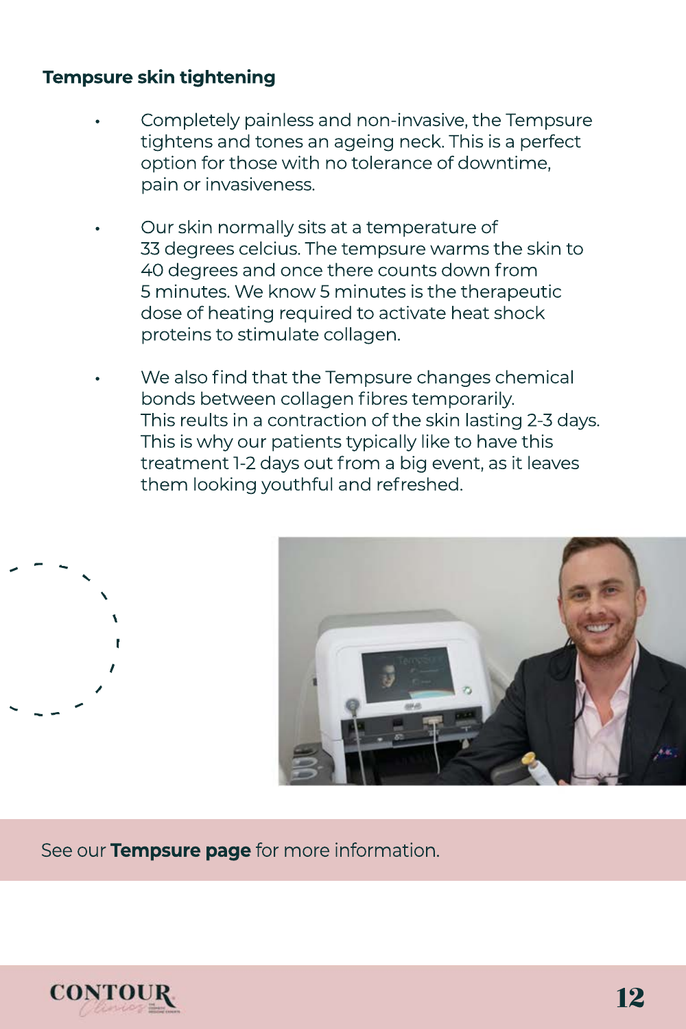### Tempsure skin tightening

- Completely painless and non-invasive, the Tempsure tightens and tones an ageing neck. This is a perfect option for those with no tolerance of downtime, pain or invasiveness.

- Our skin normally sits at a temperature of 33 degrees celcius. The tempsure warms the skin to 40 degrees and once there counts down from 5 minutes. We know 5 minutes is the therapeutic dose of heating required to activate heat shock proteins to stimulate collagen.

- We also find that the Tempsure changes chemical bonds between collagen fibres temporarily. This reults in a contraction of the skin lasting 2-3 days. This is why our patients typically like to have this treatment 1-2 days out from a big event, as it leaves them looking youthful and refreshed.

See our **Tempsure page** for more information.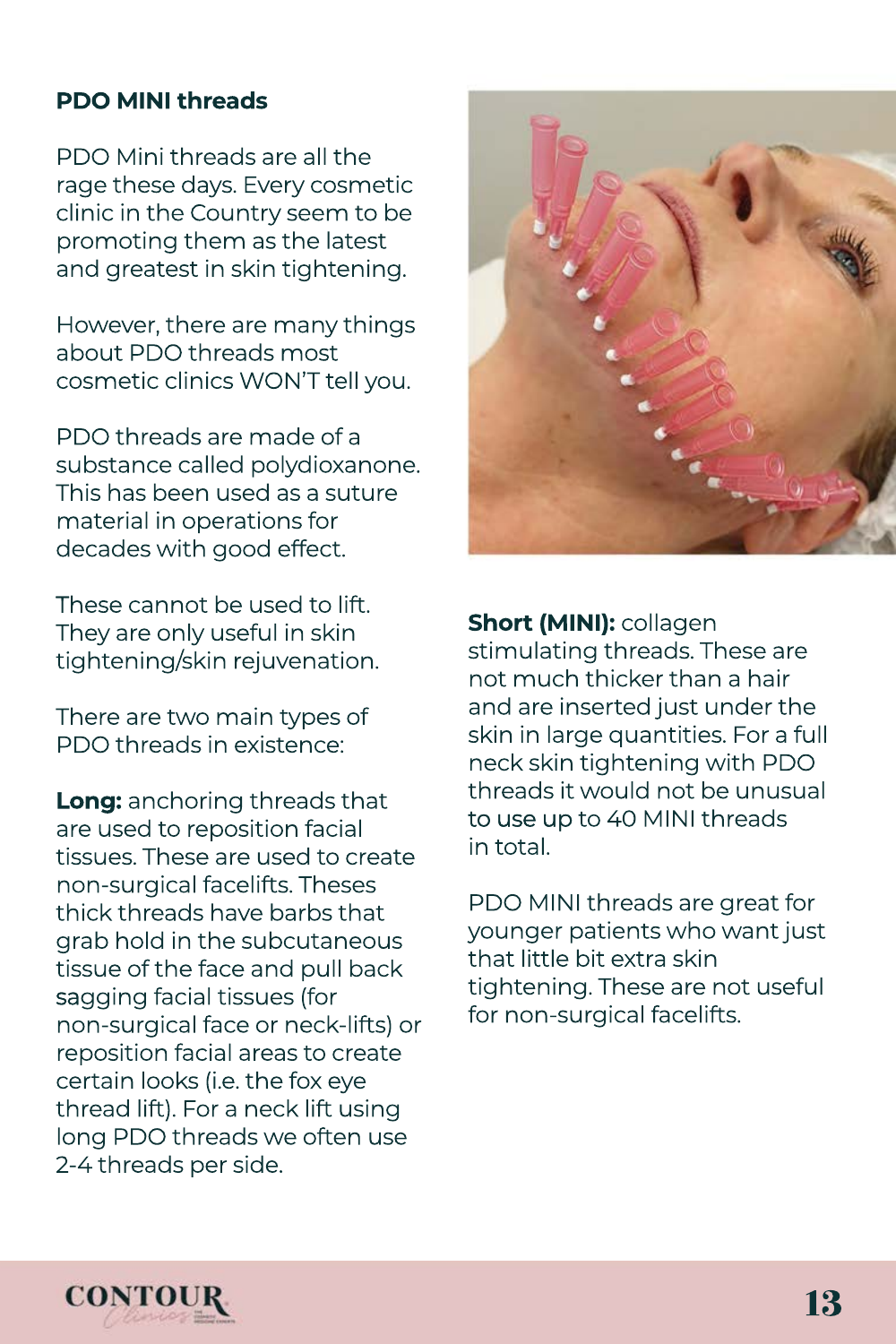## PDO MINI threads

PDO Mini threads are all the rage these days. Every cosmetic clinic in the Country seem to be promoting them as the latest and greatest in skin tightening.

However, there are many things about PDO threads most cosmetic clinics WON'T tell you.

PDO threads are made of a substance called polydioxanone. This has been used as a suture material in operations for decades with good effect.

These cannot be used to lift. They are only useful in skin tightening/skin rejuvenation.

There are two main types of PDO threads in existence:

**Long:** anchoring threads that are used to reposition facial tissues. These are used to create non-surgical facelifts. Theses thick threads have barbs that grab hold in the subcutaneous tissue of the face and pull back sagging facial tissues (for non-surgical face or neck-lifts) or reposition facial areas to create certain looks (i.e. the fox eye thread lift). For a neck lift using long PDO threads we often use 2-4 threads per side.

**Short (MINI):** collagen stimulating threads. These are not much thicker than a hair and are inserted just under the skin in large quantities. For a full neck skin tightening with PDO threads it would not be unusual to use up to 40 MINI threads in total.

PDO MINI threads are great for younger patients who want just that little bit extra skin tightening. These are not useful for non-surgical facelifts.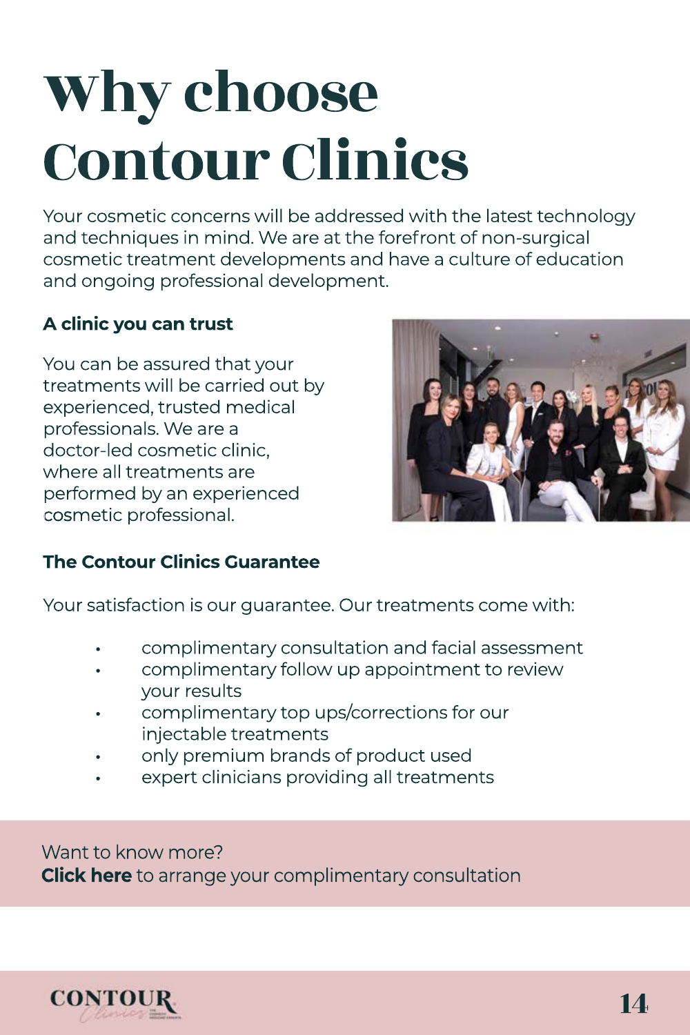# Why choose Contour Clinics

Your cosmetic concerns will be addressed with the latest technology and techniques in mind. We are at the forefront of non-surgical cosmetic treatment developments and have a culture of education and ongoing professional development.

### A clinic you can trust

You can be assured that your treatments will be carried out by experienced, trusted medical professionals. We are a doctor-led cosmetic clinic, where all treatments are performed by an experienced cosmetic professional.

### The Contour Clinics Guarantee

Your satisfaction is our guarantee. Our treatments come with:

- complimentary consultation and facial assessment
- complimentary follow up appointment to review your results
- complimentary top ups/corrections for our injectable treatments
- only premium brands of product used
- expert clinicians providing all treatments

Want to know more?
**Click here** to arrange your complimentary consultation